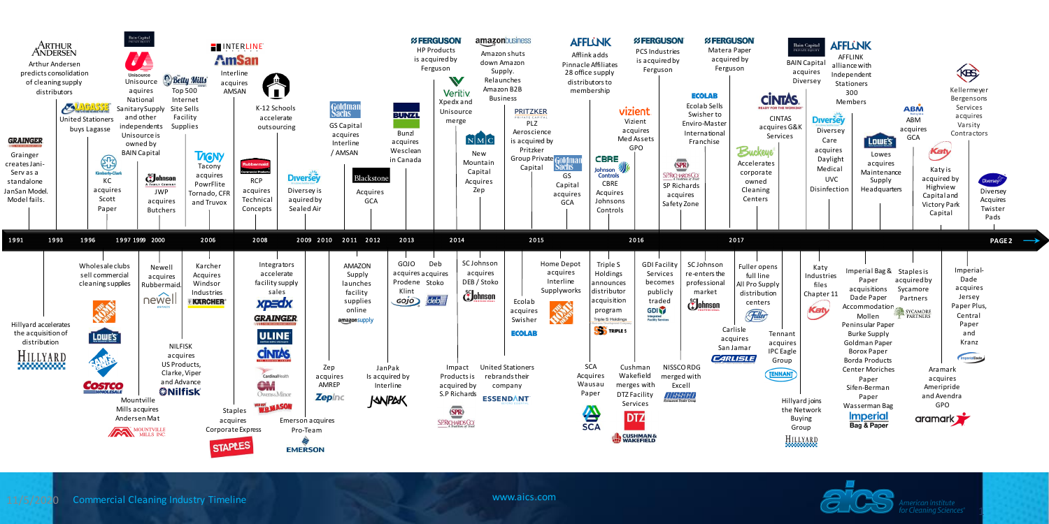# Commercial Cleaning Industry Timeline

## 1991
- Arthur Andersen predicts consolidation of cleaning supply distributors
- Grainger creates Jani-Serv as a standalone JanSan Model. Model fails.
- Hillyard accelerates the acquisition of distribution

## 1993
- United Stationers buys Lagasse

## 1996
- KC acquires Scott Paper
- Wholesale clubs sell commercial cleaning supplies

## 1997 1999 2000
- Unisource acquires National Sanitary Supply and other independents
- Unisource is owned by BAIN Capital
- JWP acquires Butchers
- Newell acquires Rubbermaid.
- Mountville Mills acquires Andersen Mat

## 2006
- Internet Site Sells Facility Supplies
- Top 500
- Tacony acquires PowrFlite Tornado, CFR and Truvox
- Karcher Acquires Windsor Industries
- NILFISK acquires US Products, Clarke, Viper and Advance
- Interline acquires AMSAN
- Staples acquires Corporate Express

## 2008
- K-12 Schools accelerate outsourcing
- RCP acquires Technical Concepts
- Integrators accelerate facility supply sales

## 2009 2010
- Diversey is aquired by Sealed Air
- Emerson acquires Pro-Team
- Zep acquires AMREP

## 2011 2012
- GS Capital acquires Interline / AMSAN
- Blackstone Acquires GCA
- AMAZON Supply launches facility supplies online
- JanPak Is acquired by Interline

## 2013
- Bunzl acquires Wesclean in Canada
- GOJO acquires Prodene Klint
- Deb acquires Stoko

## 2014
- HP Products is acquired by Ferguson
- Xpedx and Unisource merge
- Amazon shuts down Amazon Supply. Relaunches Amazon B2B Business
- New Mountain Capital Acquires Zep
- SC Johnson acquires DEB / Stoko
- Impact Products is acquired by S.P Richards
- United Stationers rebrands their company

## 2015
- PLZ Aeroscience is acquired by Pritzker Group Private Capital
- Afflink adds Pinnacle Affiliates 28 office supply distributors to membership
- GS Capital acquires GCA
- Ecolab acquires Swisher
- Home Depot acquires Interline Supplyworks
- Triple S Holdings announces distributor acquisition program
- SCA Acquires Wausau Paper

## 2016
- PCS Industries is acquired by Ferguson
- Vizient acquires Med Assets GPO
- CBRE Acquires Johnsons Controls
- SP Richards acquires Safety Zone
- GDI Facility Services becomes publicly traded
- Cushman Wakefield merges with DTZ Facility Services
- NISSCO RDG merged with Excell

## 2017
- Matera Paper acquired by Ferguson
- Ecolab Sells Swisher to Enviro-Master International Franchise
- SC Johnson re-enters the professional market
- Carlisle acquires San Jamar
- Fuller opens full line All Pro Supply distribution centers
- Buckeye Accelerates corporate owned Cleaning Centers
- Tennant acquires IPC Eagle Group
- CINTAS acquires G&K Services
- BAIN Capital acquires Diversey
- Katy Industries files Chapter 11
- Hillyard joins the Network Buying Group
- AFFLINK alliance with Independent Stationers 300 Members
- Diversey Care acquires Daylight Medical UVC Disinfection
- Lowes acquires Maintenance Supply Headquarters
- Imperial Bag & Paper acquisitions Dade Paper Accommodation Mollen Peninsular Paper Burke Supply Goldman Paper Borox Paper Borda Products Center Moriches Paper Sifen-Berman Paper Wasserman Bag
- Staples is acquired by Sycamore Partners
- ABM acquires GCA
- Katy is acquired by Highview Capital and Victory Park Capital
- Kellermeyer Bergensons Services acquires Varsity Contractors
- Diversey Acquires Twister Pads
- Imperial-Dade acquires Jersey Paper Plus, Central Paper and Kranz
- Aramark acquires Ameripride and Avendra GPO

PAGE 2 ⟶

Commercial Cleaning Industry Timeline

www.aics.com

American Institute for Cleaning Sciences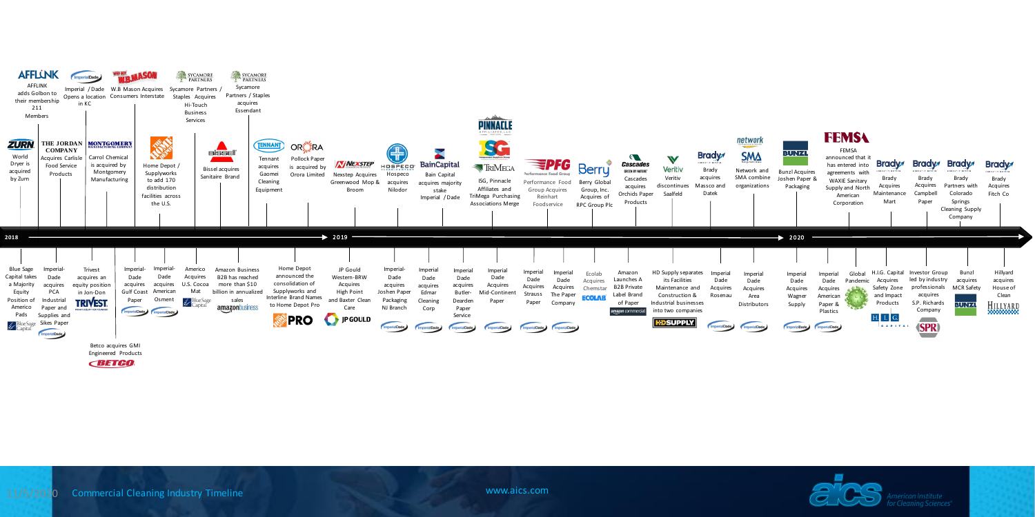# Commercial Cleaning Industry Timeline

## 2018

**Above the timeline:**

- AFFLINK adds Golbon to their membership 211 Members
- Imperial / Dade Opens a location in KC
- W.B Mason Acquires Consumers Interstate
- Sycamore Partners / Staples Acquires Hi-Touch Business Services
- Sycamore Partners / Staples acquires Essendant
- World Dryer is acquired by Zurn
- THE JORDAN COMPANY Acquires Carlisle Food Service Products
- Carrol Chemical is acquired by Montgomery Manufacturing
- Home Depot / Supplyworks to add 170 distribution facilities across the U.S.
- Bissel acquires Sanitaire Brand
- Tennant acquires Gaomei Cleaning Equipment
- Pollock Paper is acquired by Orora Limited

**Below the timeline:**

- Blue Sage Capital takes a Majority Equity Position of Americo Pads
- Imperial-Dade acquires PCA Industrial Paper and Supplies and Sikes Paper
- Trivest acquires an equity position in Jon-Don
- Imperial-Dade acquires Gulf Coast Paper
- Imperial-Dade acquires American Osment
- Americo Acquires U.S. Cocoa Mat
- Amazon Business B2B has reached more than $10 billion in annualized sales
- Home Depot announced the consolidation of Supplyworks and Interline Brand Names to Home Depot Pro
- Betco acquires GMI Engineered Products

## 2019

**Above the timeline:**

- Nexstep Acquires Greenwood Mop & Broom
- Hospeco acquires Nilodor
- Bain Capital acquires majority stake Imperial / Dade
- ISG, Pinnacle Affiliates and TriMega Purchasing Associations Merge
- Performance Food Group Acquires Reinhart Foodservice
- Berry Global Group, Inc. Acquires of RPC Group Plc
- Cascades acquires Orchids Paper Products
- Veritiv discontinues Saalfeld
- Brady acquires Massco and Datek
- Network and SMA combine organizations
- Bunzl Acquires Joshen Paper & Packaging

**Below the timeline:**

- JP Gould Western-BRW Acquires High Point and Baxter Clean Care
- Imperial-Dade acquires Joshen Paper Packaging NJ Branch
- Imperial Dade acquires Edmar Cleaning Corp
- Imperial Dade acquires Butler-Dearden Paper Service
- Imperial Dade Acquires Mid-Continent Paper
- Imperial Dade Acquires Strauss Paper
- Imperial Dade Acquires The Paper Company
- Ecolab Acquires Chemstar
- Amazon Launches A B2B Private Label Brand of Paper
- HD Supply separates its Facilities Maintenance and Construction & Industrial businesses into two companies
- Imperial Dade Acquires Rosenau
- Imperial Dade Acquires Area Distributors

## 2020

**Above the timeline:**

- FEMSA announced that it has entered into agreements with WAXIE Sanitary Supply and North American Corporation
- Brady Acquires Maintenance Mart
- Brady Acquires Campbell Paper
- Brady Partners with Colorado Springs Cleaning Supply Company
- Brady Acquires Fitch Co

**Below the timeline:**

- Imperial Dade Acquires Wagner Supply
- Imperial Dade Acquires American Paper & Plastics
- Global Pandemic
- H.I.G. Capital Acquires Safety Zone and Impact Products
- Investor Group led by industry professionals acquires S.P. Richards Company
- Bunzl acquires MCR Safety
- Hillyard acquires House of Clean

www.aics.com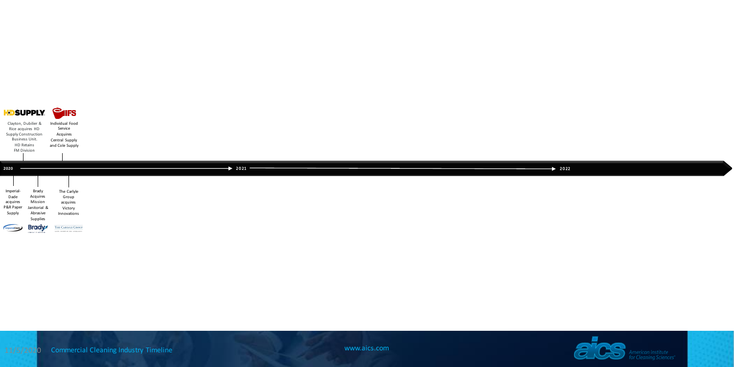Clayton, Dubilier & Rice acquires HD Supply Construction Business Unit. HD Retains FM Division

Individual Food Service Acquires Central Supply and Cole Supply

2020

2021

2022

Imperial-Dade acquires P&R Paper Supply

Brady Acquires Mission Janitorial & Abrasive Supplies

The Carlyle Group acquires Victory Innovations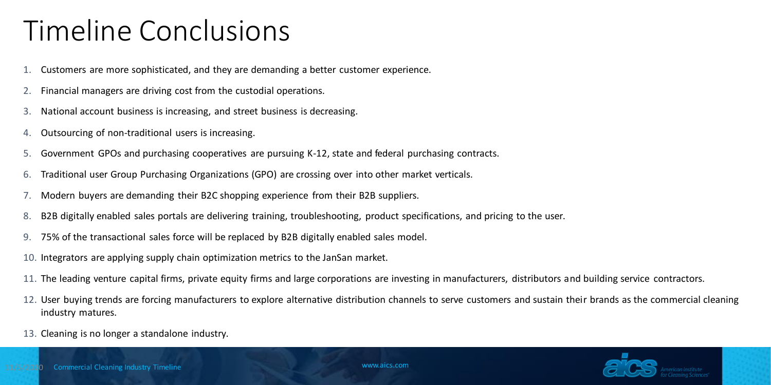# Timeline Conclusions

1. Customers are more sophisticated, and they are demanding a better customer experience.
2. Financial managers are driving cost from the custodial operations.
3. National account business is increasing, and street business is decreasing.
4. Outsourcing of non-traditional users is increasing.
5. Government GPOs and purchasing cooperatives are pursuing K-12, state and federal purchasing contracts.
6. Traditional user Group Purchasing Organizations (GPO) are crossing over into other market verticals.
7. Modern buyers are demanding their B2C shopping experience from their B2B suppliers.
8. B2B digitally enabled sales portals are delivering training, troubleshooting, product specifications, and pricing to the user.
9. 75% of the transactional sales force will be replaced by B2B digitally enabled sales model.
10. Integrators are applying supply chain optimization metrics to the JanSan market.
11. The leading venture capital firms, private equity firms and large corporations are investing in manufacturers, distributors and building service contractors.
12. User buying trends are forcing manufacturers to explore alternative distribution channels to serve customers and sustain their brands as the commercial cleaning industry matures.
13. Cleaning is no longer a standalone industry.